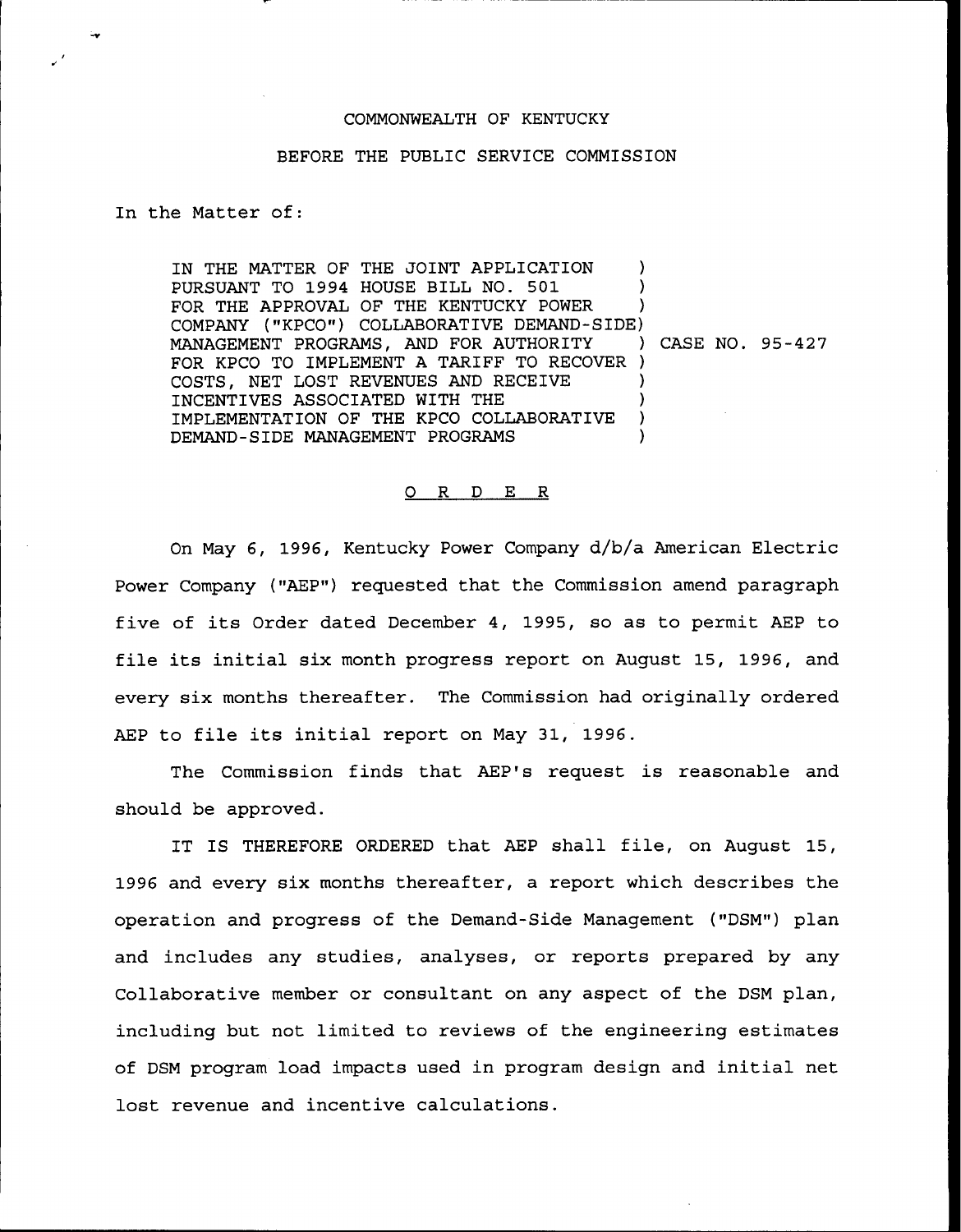COMMONWEALTH OF KENTUCKY

BEFORE THE PUBLIC SERVICE COMMISSION

In the Matter of:

IN THE MATTER OF THE JOINT APPLICATION PURSUANT TO 1994 HOUSE BILL NO. 501 FOR THE APPROVAL OF THE KENTUCKY POWER COMPANY ("KPCO") COLLABORATIVE DEMAND-SIDE MANAGEMENT PROGRAMS, AND FOR AUTHORITY FOR KPCO TO IMPLEMENT A TARIFF TO RECOVER COSTS, NET LOST REVENUES AND RECEIVE INCENTIVES ASSOCIATED WITH THE IMPLEMENTATION OF THE KPCO COLLABORATIVE DEMAND-SIDE MANAGEMENT PROGRAMS

) CASE NO. 95-427

O R D E R

On May 6, 1996, Kentucky Power Company d/b/a American Electric Power Company ("AEP") requested that the Commission amend paragraph five of its Order dated December 4, 1995, so as to permit AEP to file its initial six month progress report on August 15, 1996, and every six months thereafter. The Commission had originally ordered AEP to file its initial report on May 31, 1996.

The Commission finds that AEP's request is reasonable and should be approved.

IT IS THEREFORE ORDERED that AEP shall file, on August 15, 1996 and every six months thereafter, a report which describes the operation and progress of the Demand-Side Management ("DSM") plan and includes any studies, analyses, or reports prepared by any Collaborative member or consultant on any aspect of the DSM plan, including but not limited to reviews of the engineering estimates of DSM program load impacts used in program design and initial net lost revenue and incentive calculations.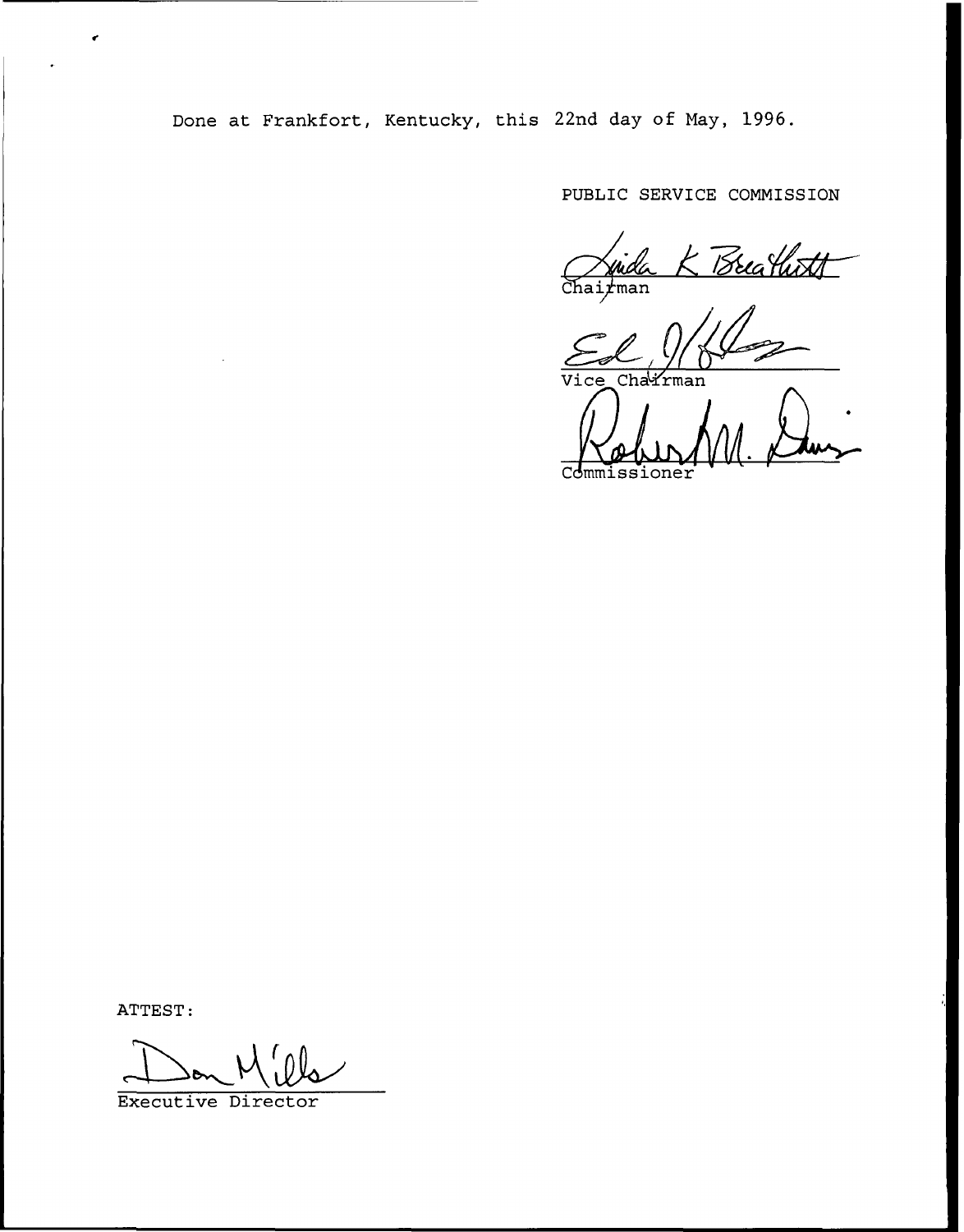Done at Frankfort, Kentucky, this 22nd day of May, 1996.

PUBLIC SERVICE COMMISSION

Chairman

Vice Chairman

Commissioner

ATTEST:

Executive Director